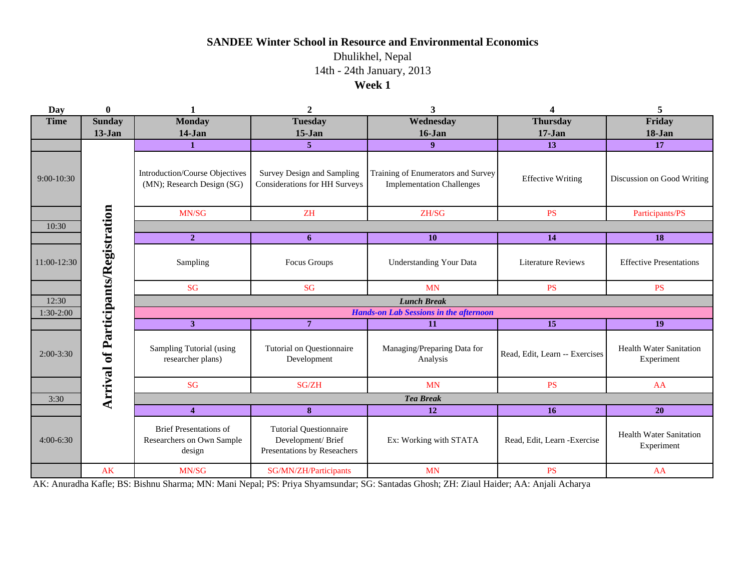# SANDEE Winter School in Resource and Environmental Economics

Dhulikhel, Nepal

14th - 24th January, 2013

**Week 1**

| Day | 0 | 1 | 2 | 3 | 4 | 5 |
|---|---|---|---|---|---|---|
| **Time** | **Sunday 13-Jan** | **Monday 14-Jan** | **Tuesday 15-Jan** | **Wednesday 16-Jan** | **Thursday 17-Jan** | **Friday 18-Jan** |
| | Arrival of Participants/Registration | 1 | 5 | 9 | 13 | 17 |
| 9:00-10:30 | | Introduction/Course Objectives (MN); Research Design (SG) | Survey Design and Sampling Considerations for HH Surveys | Training of Enumerators and Survey Implementation Challenges | Effective Writing | Discussion on Good Writing |
| | | MN/SG | ZH | ZH/SG | PS | Participants/PS |
| 10:30 | | | | | | |
| | | 2 | 6 | 10 | 14 | 18 |
| 11:00-12:30 | | Sampling | Focus Groups | Understanding Your Data | Literature Reviews | Effective Presentations |
| | | SG | SG | MN | PS | PS |
| 12:30 | | *Lunch Break* | | | | |
| 1:30-2:00 | | *Hands-on Lab Sessions in the afternoon* | | | | |
| | | 3 | 7 | 11 | 15 | 19 |
| 2:00-3:30 | | Sampling Tutorial (using researcher plans) | Tutorial on Questionnaire Development | Managing/Preparing Data for Analysis | Read, Edit, Learn -- Exercises | Health Water Sanitation Experiment |
| | | SG | SG/ZH | MN | PS | AA |
| 3:30 | | *Tea Break* | | | | |
| | | 4 | 8 | 12 | 16 | 20 |
| 4:00-6:30 | | Brief Presentations of Researchers on Own Sample design | Tutorial Questionnaire Development/ Brief Presentations by Reseachers | Ex: Working with STATA | Read, Edit, Learn -Exercise | Health Water Sanitation Experiment |
| | AK | MN/SG | SG/MN/ZH/Participants | MN | PS | AA |

AK: Anuradha Kafle; BS: Bishnu Sharma; MN: Mani Nepal; PS: Priya Shyamsundar; SG: Santadas Ghosh; ZH: Ziaul Haider; AA: Anjali Acharya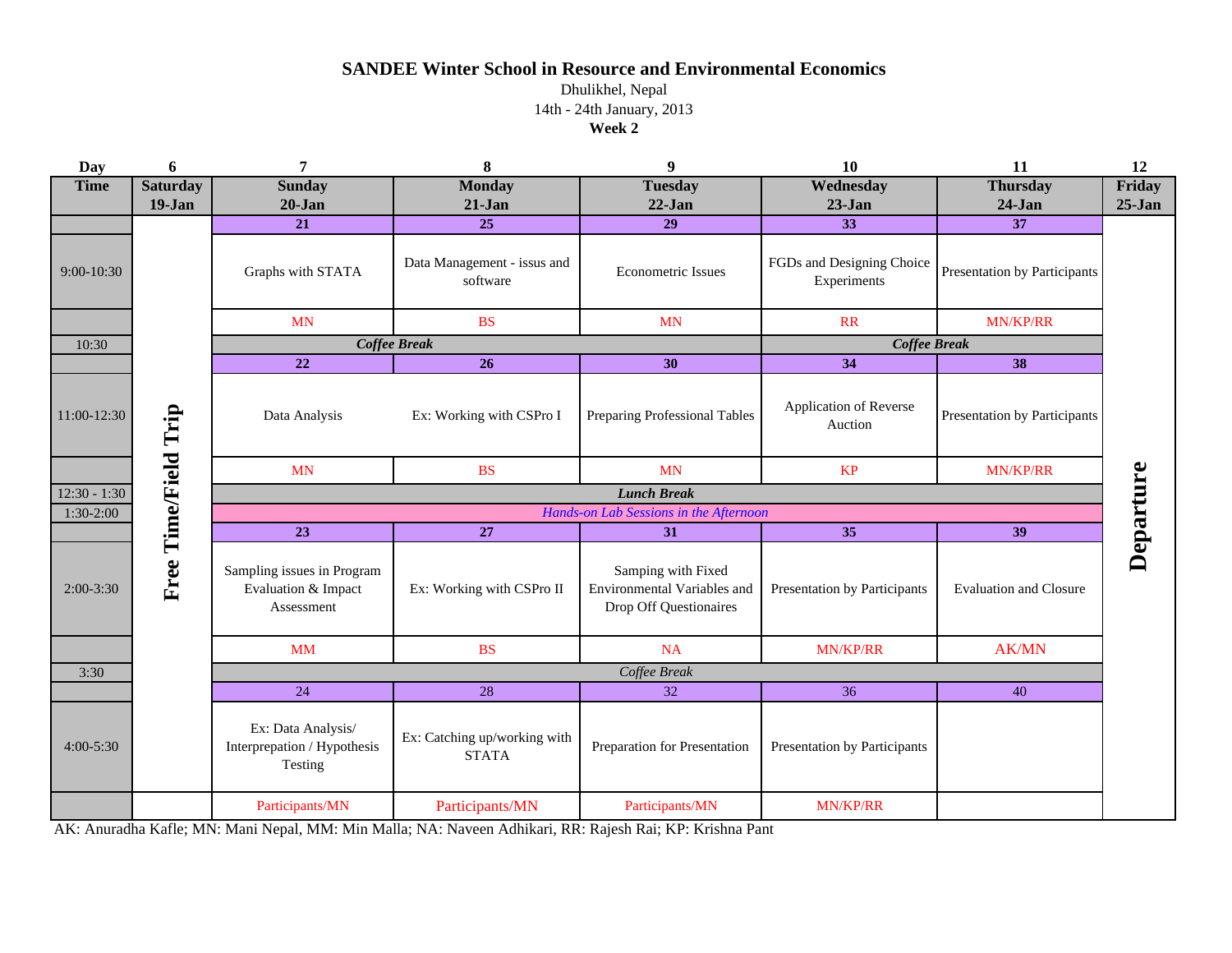**SANDEE Winter School in Resource and Environmental Economics**

Dhulikhel, Nepal

14th - 24th January, 2013

**Week 2**

| Day | 6 | 7 | 8 | 9 | 10 | 11 | 12 |
|---|---|---|---|---|---|---|---|
| **Time** | **Saturday 19-Jan** | **Sunday 20-Jan** | **Monday 21-Jan** | **Tuesday 22-Jan** | **Wednesday 23-Jan** | **Thursday 24-Jan** | **Friday 25-Jan** |
| | Free Time/Field Trip | 21 | 25 | 29 | 33 | 37 | Departure |
| 9:00-10:30 | | Graphs with STATA | Data Management - issus and software | Econometric Issues | FGDs and Designing Choice Experiments | Presentation by Participants | |
| | | MN | BS | MN | RR | MN/KP/RR | |
| 10:30 | | *Coffee Break* | | | *Coffee Break* | | |
| | | 22 | 26 | 30 | 34 | 38 | |
| 11:00-12:30 | | Data Analysis | Ex: Working with CSPro I | Preparing Professional Tables | Application of Reverse Auction | Presentation by Participants | |
| | | MN | BS | MN | KP | MN/KP/RR | |
| 12:30 - 1:30 | | *Lunch Break* | | | | | |
| 1:30-2:00 | | *Hands-on Lab Sessions in the Afternoon* | | | | | |
| | | 23 | 27 | 31 | 35 | 39 | |
| 2:00-3:30 | | Sampling issues in Program Evaluation & Impact Assessment | Ex: Working with CSPro II | Samping with Fixed Environmental Variables and Drop Off Questionaires | Presentation by Participants | Evaluation and Closure | |
| | | MM | BS | NA | MN/KP/RR | AK/MN | |
| 3:30 | | *Coffee Break* | | | | | |
| | | 24 | 28 | 32 | 36 | 40 | |
| 4:00-5:30 | | Ex: Data Analysis/ Interprepation / Hypothesis Testing | Ex: Catching up/working with STATA | Preparation for Presentation | Presentation by Participants | | |
| | | Participants/MN | Participants/MN | Participants/MN | MN/KP/RR | | |

AK: Anuradha Kafle; MN: Mani Nepal, MM: Min Malla; NA: Naveen Adhikari, RR: Rajesh Rai; KP: Krishna Pant